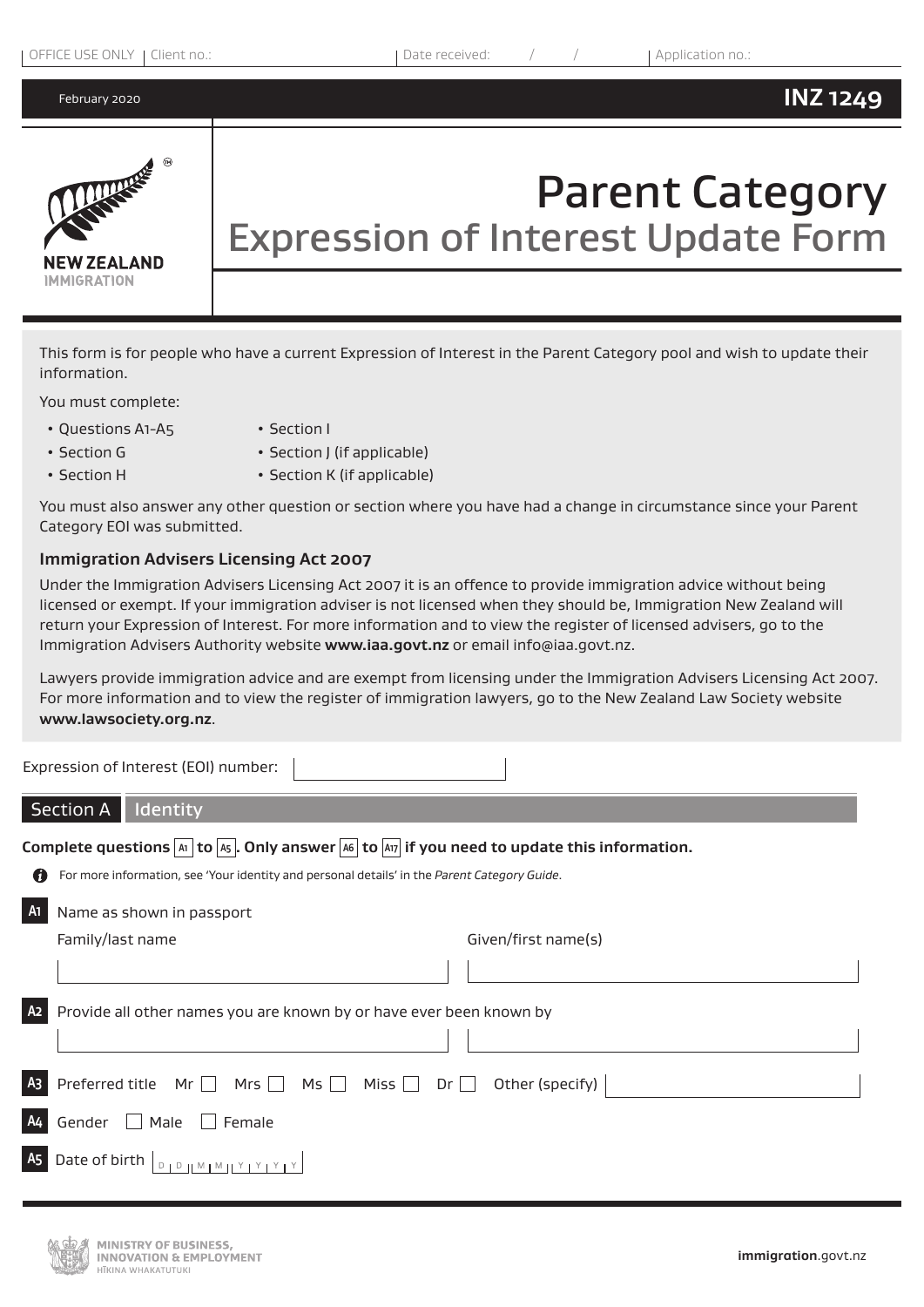OFFICE USE ONLY | Client no.: | Date received: / / | Application no.:

February 2020

**INZ 1249**

NEW ZEALAND IMMIGRATION

# Parent Category

## Expression of Interest Update Form

This form is for people who have a current Expression of Interest in the Parent Category pool and wish to update their information.

You must complete:

- Questions A1–A5
- Section G
- Section H
- Section I
- Section J (if applicable)
- Section K (if applicable)

You must also answer any other question or section where you have had a change in circumstance since your Parent Category EOI was submitted.

**Immigration Advisers Licensing Act 2007**

Under the Immigration Advisers Licensing Act 2007 it is an offence to provide immigration advice without being licensed or exempt. If your immigration adviser is not licensed when they should be, Immigration New Zealand will return your Expression of Interest. For more information and to view the register of licensed advisers, go to the Immigration Advisers Authority website **www.iaa.govt.nz** or email info@iaa.govt.nz.

Lawyers provide immigration advice and are exempt from licensing under the Immigration Advisers Licensing Act 2007. For more information and to view the register of immigration lawyers, go to the New Zealand Law Society website **www.lawsociety.org.nz**.

Expression of Interest (EOI) number: 

## Section A Identity

**Complete questions A1 to A5. Only answer A6 to A17 if you need to update this information.**

For more information, see 'Your identity and personal details' in the *Parent Category Guide*.

**A1** Name as shown in passport

Family/last name | Given/first name(s)

**A2** Provide all other names you are known by or have ever been known by

**A3** Preferred title Mr ☐ Mrs ☐ Ms ☐ Miss ☐ Dr ☐ Other (specify)

**A4** Gender ☐ Male ☐ Female

**A5** Date of birth D D M M Y Y Y Y

MINISTRY OF BUSINESS, INNOVATION & EMPLOYMENT
HĪKINA WHAKATUTUKI

**immigration**.govt.nz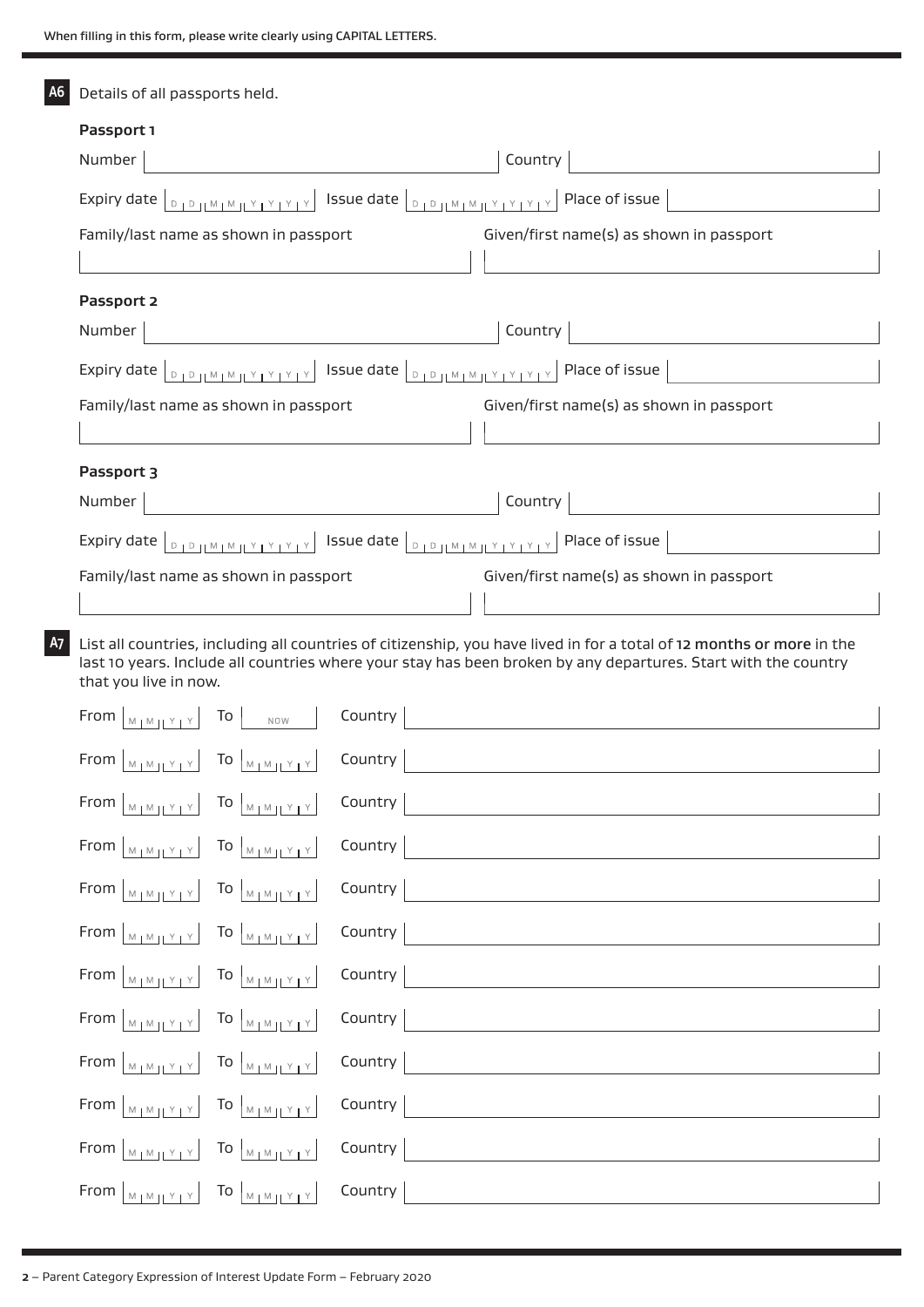When filling in this form, please write clearly using CAPITAL LETTERS.

**A6** Details of all passports held.

**Passport 1**

Number | Country

Expiry date DD MM YYYY | Issue date DD MM YYYY | Place of issue

Family/last name as shown in passport | Given/first name(s) as shown in passport

**Passport 2**

Number | Country

Expiry date DD MM YYYY | Issue date DD MM YYYY | Place of issue

Family/last name as shown in passport | Given/first name(s) as shown in passport

**Passport 3**

Number | Country

Expiry date DD MM YYYY | Issue date DD MM YYYY | Place of issue

Family/last name as shown in passport | Given/first name(s) as shown in passport

**A7** List all countries, including all countries of citizenship, you have lived in for a total of **12 months or more** in the last 10 years. Include all countries where your stay has been broken by any departures. Start with the country that you live in now.

| From | To | Country |
|---|---|---|
| MM YY | NOW | |
| MM YY | MM YY | |
| MM YY | MM YY | |
| MM YY | MM YY | |
| MM YY | MM YY | |
| MM YY | MM YY | |
| MM YY | MM YY | |
| MM YY | MM YY | |
| MM YY | MM YY | |
| MM YY | MM YY | |
| MM YY | MM YY | |
| MM YY | MM YY | |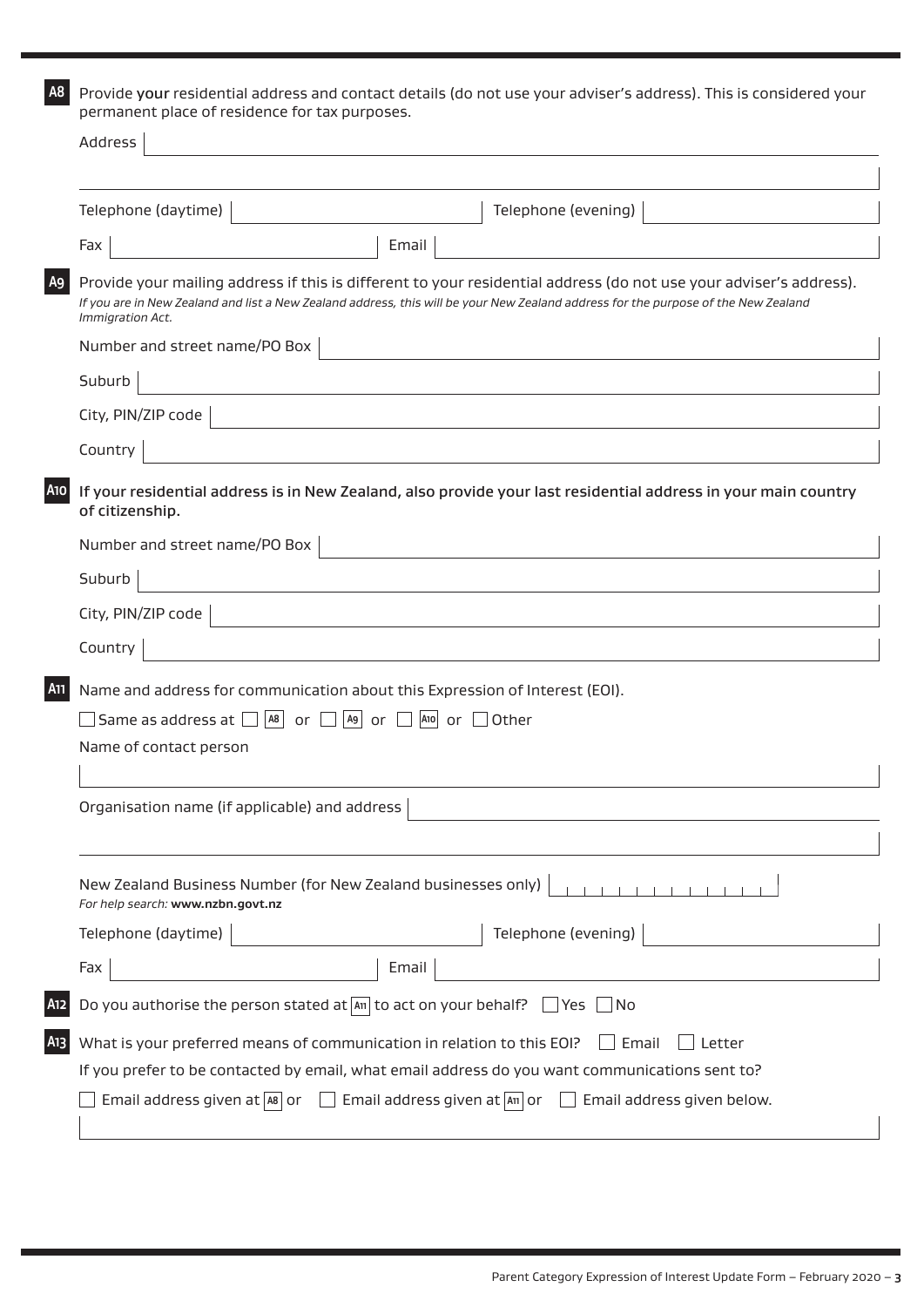**A8** Provide **your** residential address and contact details (do not use your adviser's address). This is considered your permanent place of residence for tax purposes.

Address

Telephone (daytime) | Telephone (evening)

Fax | Email

**A9** Provide your mailing address if this is different to your residential address (do not use your adviser's address).
*If you are in New Zealand and list a New Zealand address, this will be your New Zealand address for the purpose of the New Zealand Immigration Act.*

Number and street name/PO Box

Suburb

City, PIN/ZIP code

Country

**A10** **If your residential address is in New Zealand, also provide your last residential address in your main country of citizenship.**

Number and street name/PO Box

Suburb

City, PIN/ZIP code

Country

**A11** Name and address for communication about this Expression of Interest (EOI).

☐ Same as address at ☐ A8 or ☐ A9 or ☐ A10 or ☐ Other

Name of contact person

Organisation name (if applicable) and address

New Zealand Business Number (for New Zealand businesses only)
*For help search:* **www.nzbn.govt.nz**

Telephone (daytime) | Telephone (evening)

Fax | Email

**A12** Do you authorise the person stated at A11 to act on your behalf? ☐ Yes ☐ No

**A13** What is your preferred means of communication in relation to this EOI? ☐ Email ☐ Letter

If you prefer to be contacted by email, what email address do you want communications sent to?

☐ Email address given at A8 or ☐ Email address given at A11 or ☐ Email address given below.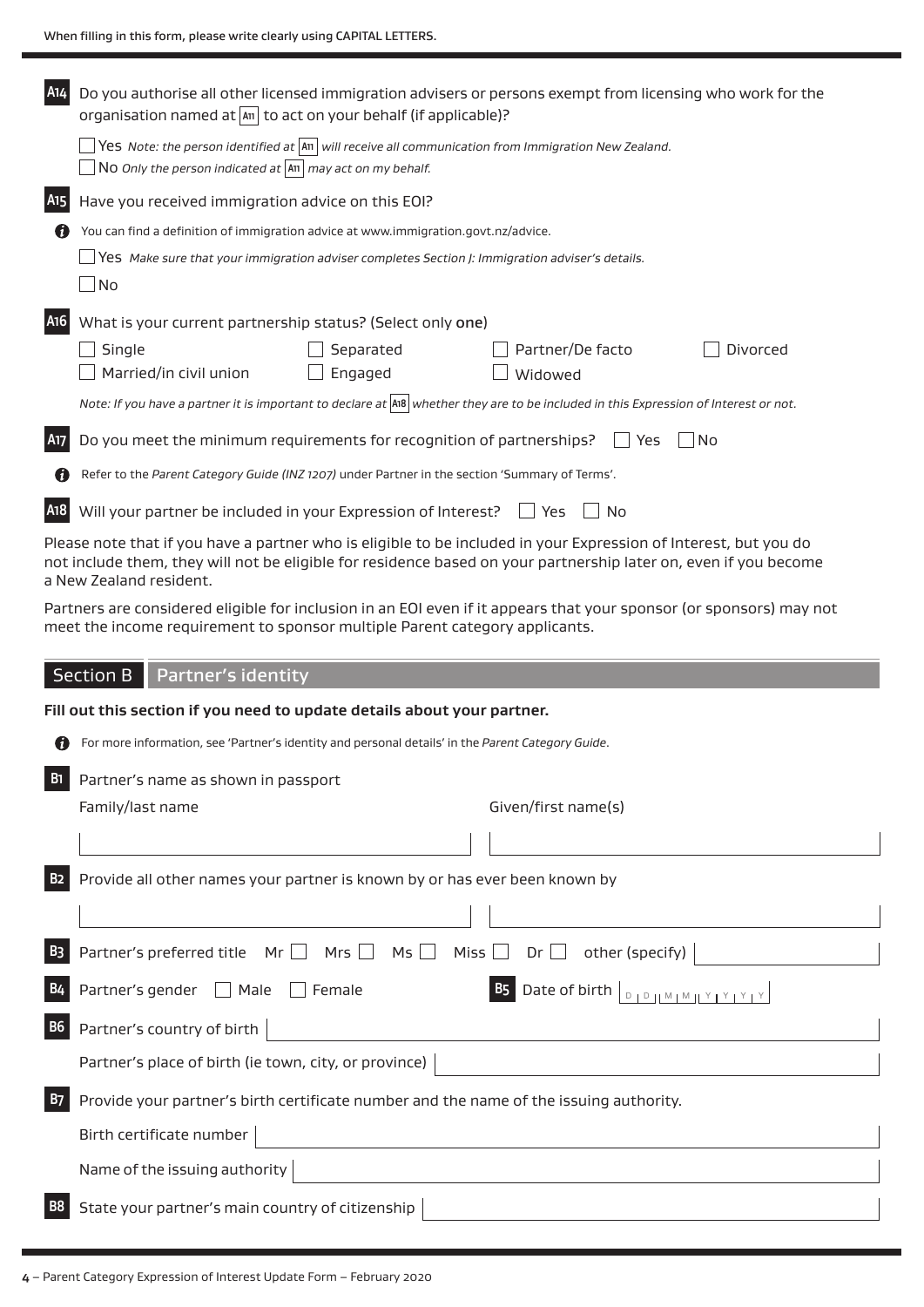When filling in this form, please write clearly using CAPITAL LETTERS.

**A14** Do you authorise all other licensed immigration advisers or persons exempt from licensing who work for the organisation named at A11 to act on your behalf (if applicable)?

- ☐ Yes *Note: the person identified at A11 will receive all communication from Immigration New Zealand.*
- ☐ No *Only the person indicated at A11 may act on my behalf.*

**A15** Have you received immigration advice on this EOI?

ℹ You can find a definition of immigration advice at www.immigration.govt.nz/advice.

- ☐ Yes *Make sure that your immigration adviser completes Section J: Immigration adviser's details.*
- ☐ No

**A16** What is your current partnership status? (Select only **one**)

- ☐ Single
- ☐ Married/in civil union
- ☐ Separated
- ☐ Engaged
- ☐ Partner/De facto
- ☐ Widowed
- ☐ Divorced

*Note: If you have a partner it is important to declare at A18 whether they are to be included in this Expression of Interest or not.*

**A17** Do you meet the minimum requirements for recognition of partnerships? ☐ Yes ☐ No

ℹ Refer to the *Parent Category Guide (INZ 1207)* under Partner in the section 'Summary of Terms'.

**A18** Will your partner be included in your Expression of Interest? ☐ Yes ☐ No

Please note that if you have a partner who is eligible to be included in your Expression of Interest, but you do not include them, they will not be eligible for residence based on your partnership later on, even if you become a New Zealand resident.

Partners are considered eligible for inclusion in an EOI even if it appears that your sponsor (or sponsors) may not meet the income requirement to sponsor multiple Parent category applicants.

## Section B Partner's identity

**Fill out this section if you need to update details about your partner.**

ℹ For more information, see 'Partner's identity and personal details' in the *Parent Category Guide*.

**B1** Partner's name as shown in passport

| Family/last name | Given/first name(s) |
| --- | --- |
| | |

**B2** Provide all other names your partner is known by or has ever been known by

| | |
| --- | --- |
| | |

**B3** Partner's preferred title Mr ☐ Mrs ☐ Ms ☐ Miss ☐ Dr ☐ other (specify) \_\_\_\_\_\_\_\_

**B4** Partner's gender ☐ Male ☐ Female

**B5** Date of birth D D M M Y Y Y Y

**B6** Partner's country of birth \_\_\_\_\_\_\_\_

Partner's place of birth (ie town, city, or province) \_\_\_\_\_\_\_\_

**B7** Provide your partner's birth certificate number and the name of the issuing authority.

Birth certificate number \_\_\_\_\_\_\_\_

Name of the issuing authority \_\_\_\_\_\_\_\_

**B8** State your partner's main country of citizenship \_\_\_\_\_\_\_\_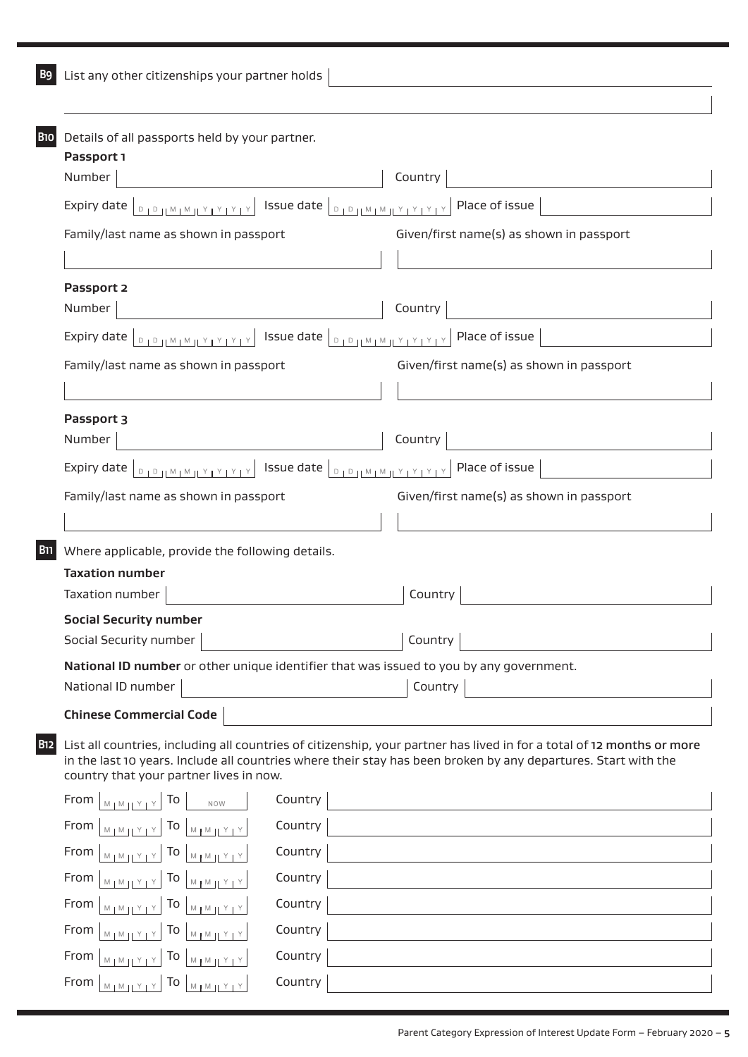**B9** List any other citizenships your partner holds

**B10** Details of all passports held by your partner.

**Passport 1**

Number | Country

Expiry date DD MM YYYY | Issue date DD MM YYYY | Place of issue

Family/last name as shown in passport | Given/first name(s) as shown in passport

**Passport 2**

Number | Country

Expiry date DD MM YYYY | Issue date DD MM YYYY | Place of issue

Family/last name as shown in passport | Given/first name(s) as shown in passport

**Passport 3**

Number | Country

Expiry date DD MM YYYY | Issue date DD MM YYYY | Place of issue

Family/last name as shown in passport | Given/first name(s) as shown in passport

**B11** Where applicable, provide the following details.

**Taxation number**

Taxation number | Country

**Social Security number**

Social Security number | Country

**National ID number** or other unique identifier that was issued to you by any government.

National ID number | Country

**Chinese Commercial Code**

**B12** List all countries, including all countries of citizenship, your partner has lived in for a total of **12 months or more** in the last 10 years. Include all countries where their stay has been broken by any departures. Start with the country that your partner lives in now.

| From | To | Country |
| --- | --- | --- |
| MM YY | NOW | |
| MM YY | MM YY | |
| MM YY | MM YY | |
| MM YY | MM YY | |
| MM YY | MM YY | |
| MM YY | MM YY | |
| MM YY | MM YY | |
| MM YY | MM YY | |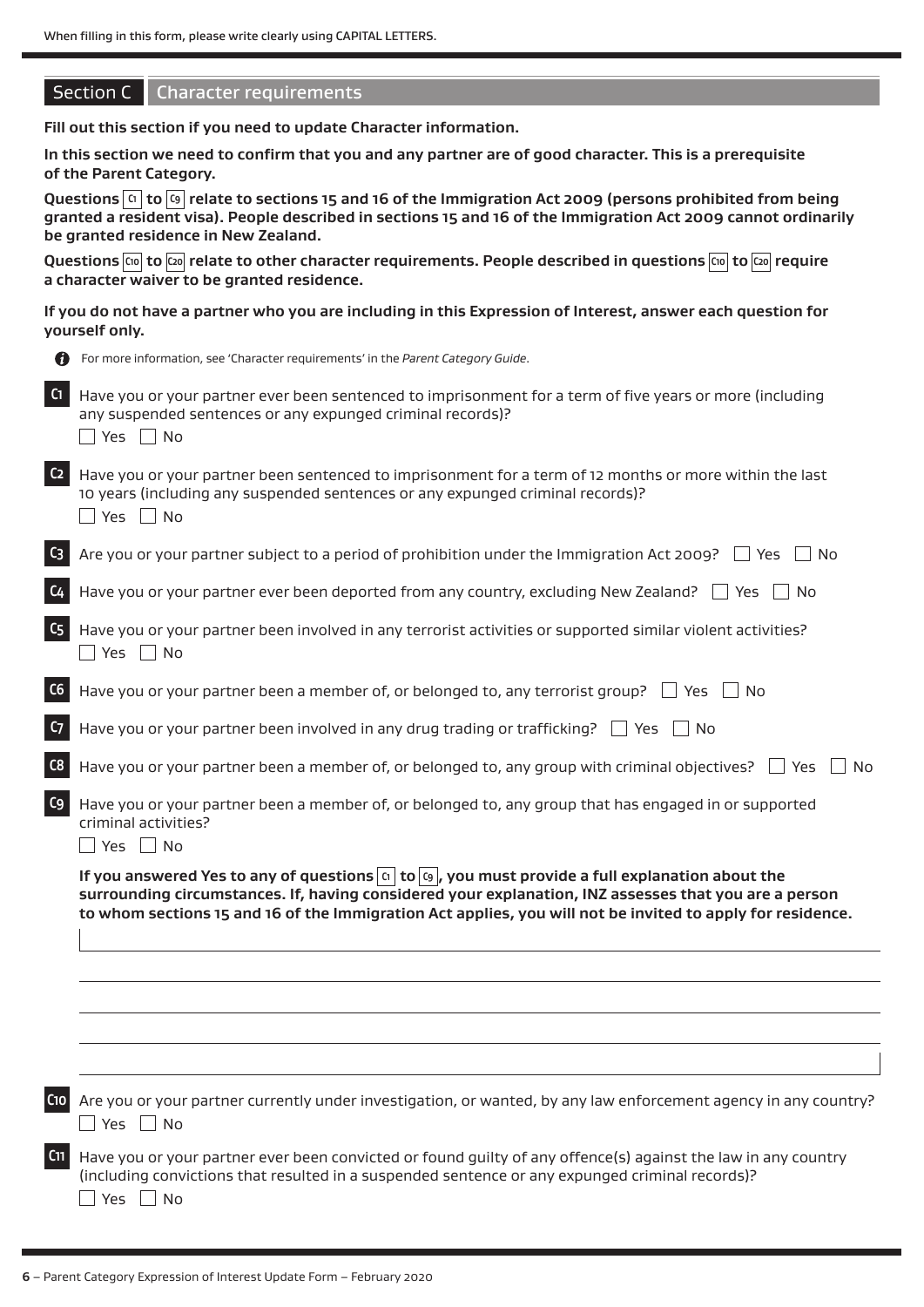When filling in this form, please write clearly using CAPITAL LETTERS.

## Section C Character requirements

**Fill out this section if you need to update Character information.**

**In this section we need to confirm that you and any partner are of good character. This is a prerequisite of the Parent Category.**

**Questions C1 to C9 relate to sections 15 and 16 of the Immigration Act 2009 (persons prohibited from being granted a resident visa). People described in sections 15 and 16 of the Immigration Act 2009 cannot ordinarily be granted residence in New Zealand.**

**Questions C10 to C20 relate to other character requirements. People described in questions C10 to C20 require a character waiver to be granted residence.**

**If you do not have a partner who you are including in this Expression of Interest, answer each question for yourself only.**

For more information, see 'Character requirements' in the *Parent Category Guide*.

**C1** Have you or your partner ever been sentenced to imprisonment for a term of five years or more (including any suspended sentences or any expunged criminal records)?

☐ Yes ☐ No

**C2** Have you or your partner been sentenced to imprisonment for a term of 12 months or more within the last 10 years (including any suspended sentences or any expunged criminal records)?

☐ Yes ☐ No

**C3** Are you or your partner subject to a period of prohibition under the Immigration Act 2009? ☐ Yes ☐ No

**C4** Have you or your partner ever been deported from any country, excluding New Zealand? ☐ Yes ☐ No

**C5** Have you or your partner been involved in any terrorist activities or supported similar violent activities?

☐ Yes ☐ No

**C6** Have you or your partner been a member of, or belonged to, any terrorist group? ☐ Yes ☐ No

**C7** Have you or your partner been involved in any drug trading or trafficking? ☐ Yes ☐ No

**C8** Have you or your partner been a member of, or belonged to, any group with criminal objectives? ☐ Yes ☐ No

**C9** Have you or your partner been a member of, or belonged to, any group that has engaged in or supported criminal activities?

☐ Yes ☐ No

**If you answered Yes to any of questions C1 to C9, you must provide a full explanation about the surrounding circumstances. If, having considered your explanation, INZ assesses that you are a person to whom sections 15 and 16 of the Immigration Act applies, you will not be invited to apply for residence.**

**C10** Are you or your partner currently under investigation, or wanted, by any law enforcement agency in any country?

☐ Yes ☐ No

**C11** Have you or your partner ever been convicted or found guilty of any offence(s) against the law in any country (including convictions that resulted in a suspended sentence or any expunged criminal records)?

☐ Yes ☐ No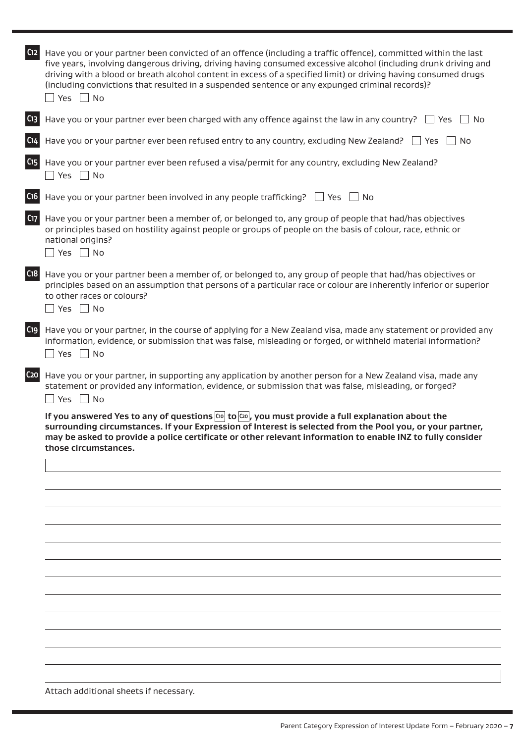**C12** Have you or your partner been convicted of an offence (including a traffic offence), committed within the last five years, involving dangerous driving, driving having consumed excessive alcohol (including drunk driving and driving with a blood or breath alcohol content in excess of a specified limit) or driving having consumed drugs (including convictions that resulted in a suspended sentence or any expunged criminal records)?

☐ Yes ☐ No

**C13** Have you or your partner ever been charged with any offence against the law in any country? ☐ Yes ☐ No

**C14** Have you or your partner ever been refused entry to any country, excluding New Zealand? ☐ Yes ☐ No

**C15** Have you or your partner ever been refused a visa/permit for any country, excluding New Zealand?

☐ Yes ☐ No

**C16** Have you or your partner been involved in any people trafficking? ☐ Yes ☐ No

**C17** Have you or your partner been a member of, or belonged to, any group of people that had/has objectives or principles based on hostility against people or groups of people on the basis of colour, race, ethnic or national origins?

☐ Yes ☐ No

**C18** Have you or your partner been a member of, or belonged to, any group of people that had/has objectives or principles based on an assumption that persons of a particular race or colour are inherently inferior or superior to other races or colours?

☐ Yes ☐ No

**C19** Have you or your partner, in the course of applying for a New Zealand visa, made any statement or provided any information, evidence, or submission that was false, misleading or forged, or withheld material information?

☐ Yes ☐ No

**C20** Have you or your partner, in supporting any application by another person for a New Zealand visa, made any statement or provided any information, evidence, or submission that was false, misleading, or forged?

☐ Yes ☐ No

**If you answered Yes to any of questions C10 to C20, you must provide a full explanation about the surrounding circumstances. If your Expression of Interest is selected from the Pool you, or your partner, may be asked to provide a police certificate or other relevant information to enable INZ to fully consider those circumstances.**

Attach additional sheets if necessary.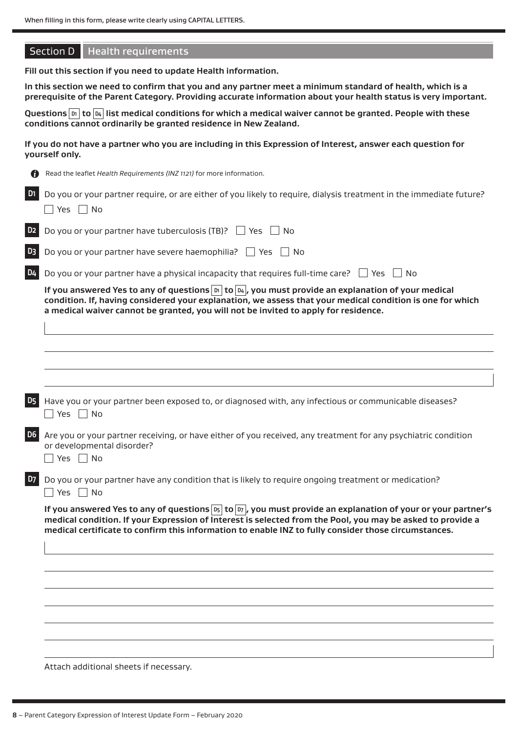When filling in this form, please write clearly using CAPITAL LETTERS.

## Section D Health requirements

**Fill out this section if you need to update Health information.**

**In this section we need to confirm that you and any partner meet a minimum standard of health, which is a prerequisite of the Parent Category. Providing accurate information about your health status is very important.**

**Questions D1 to D4 list medical conditions for which a medical waiver cannot be granted. People with these conditions cannot ordinarily be granted residence in New Zealand.**

**If you do not have a partner who you are including in this Expression of Interest, answer each question for yourself only.**

Read the leaflet *Health Requirements (INZ 1121)* for more information.

**D1** Do you or your partner require, or are either of you likely to require, dialysis treatment in the immediate future?

☐ Yes ☐ No

**D2** Do you or your partner have tuberculosis (TB)? ☐ Yes ☐ No

**D3** Do you or your partner have severe haemophilia? ☐ Yes ☐ No

**D4** Do you or your partner have a physical incapacity that requires full-time care? ☐ Yes ☐ No

**If you answered Yes to any of questions D1 to D4, you must provide an explanation of your medical condition. If, having considered your explanation, we assess that your medical condition is one for which a medical waiver cannot be granted, you will not be invited to apply for residence.**

**D5** Have you or your partner been exposed to, or diagnosed with, any infectious or communicable diseases?

☐ Yes ☐ No

**D6** Are you or your partner receiving, or have either of you received, any treatment for any psychiatric condition or developmental disorder?

☐ Yes ☐ No

**D7** Do you or your partner have any condition that is likely to require ongoing treatment or medication?

☐ Yes ☐ No

**If you answered Yes to any of questions D5 to D7, you must provide an explanation of your or your partner's medical condition. If your Expression of Interest is selected from the Pool, you may be asked to provide a medical certificate to confirm this information to enable INZ to fully consider those circumstances.**

Attach additional sheets if necessary.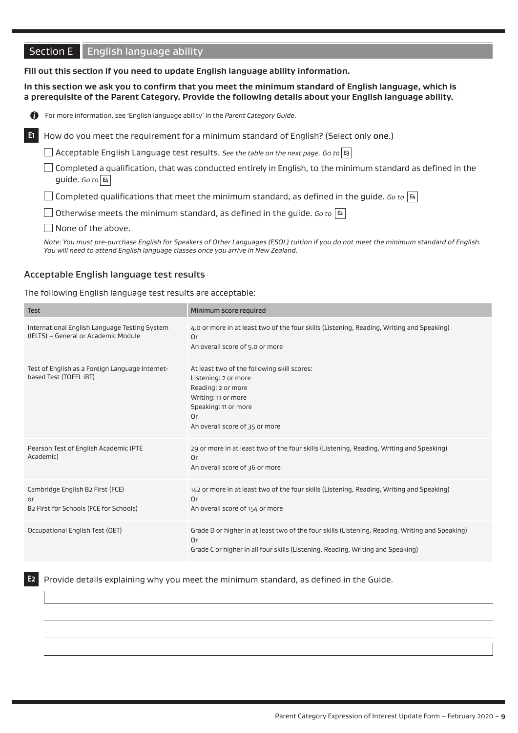## Section E English language ability

**Fill out this section if you need to update English language ability information.**

**In this section we ask you to confirm that you meet the minimum standard of English language, which is a prerequisite of the Parent Category. Provide the following details about your English language ability.**

For more information, see 'English language ability' in the *Parent Category Guide*.

**E1** How do you meet the requirement for a minimum standard of English? (Select only one.)

- ☐ Acceptable English Language test results. *See the table on the next page. Go to* **E3**
- ☐ Completed a qualification, that was conducted entirely in English, to the minimum standard as defined in the guide. *Go to* **E4**
- ☐ Completed qualifications that meet the minimum standard, as defined in the guide. *Go to* **E4**
- ☐ Otherwise meets the minimum standard, as defined in the guide. *Go to* **E2**
- ☐ None of the above.

*Note: You must pre-purchase English for Speakers of Other Languages (ESOL) tuition if you do not meet the minimum standard of English. You will need to attend English language classes once you arrive in New Zealand.*

### Acceptable English language test results

The following English language test results are acceptable:

| Test | Minimum score required |
|---|---|
| International English Language Testing System (IELTS) – General or Academic Module | 4.0 or more in at least two of the four skills (Listening, Reading, Writing and Speaking)<br>Or<br>An overall score of 5.0 or more |
| Test of English as a Foreign Language Internet-based Test (TOEFL iBT) | At least two of the following skill scores:<br>Listening: 2 or more<br>Reading: 2 or more<br>Writing: 11 or more<br>Speaking: 11 or more<br>Or<br>An overall score of 35 or more |
| Pearson Test of English Academic (PTE Academic) | 29 or more in at least two of the four skills (Listening, Reading, Writing and Speaking)<br>Or<br>An overall score of 36 or more |
| Cambridge English B2 First (FCE)<br>or<br>B2 First for Schools (FCE for Schools) | 142 or more in at least two of the four skills (Listening, Reading, Writing and Speaking)<br>Or<br>An overall score of 154 or more |
| Occupational English Test (OET) | Grade D or higher in at least two of the four skills (Listening, Reading, Writing and Speaking)<br>Or<br>Grade C or higher in all four skills (Listening, Reading, Writing and Speaking) |

**E2** Provide details explaining why you meet the minimum standard, as defined in the Guide.

______________________________________________

______________________________________________

______________________________________________

______________________________________________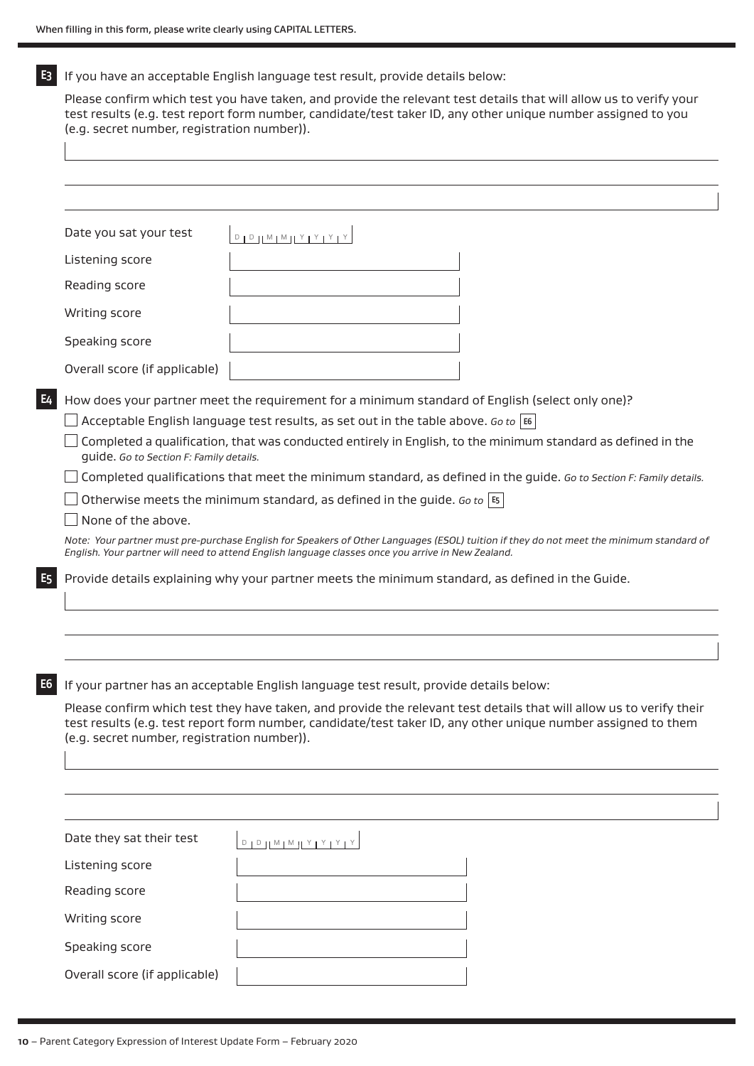When filling in this form, please write clearly using CAPITAL LETTERS.

**E3** If you have an acceptable English language test result, provide details below:

Please confirm which test you have taken, and provide the relevant test details that will allow us to verify your test results (e.g. test report form number, candidate/test taker ID, any other unique number assigned to you (e.g. secret number, registration number)).

| | |
|---|---|
| Date you sat your test | D D M M Y Y Y Y |
| Listening score | |
| Reading score | |
| Writing score | |
| Speaking score | |
| Overall score (if applicable) | |

**E4** How does your partner meet the requirement for a minimum standard of English (select only one)?

- ☐ Acceptable English language test results, as set out in the table above. *Go to* **E6**
- ☐ Completed a qualification, that was conducted entirely in English, to the minimum standard as defined in the guide. *Go to Section F: Family details.*
- ☐ Completed qualifications that meet the minimum standard, as defined in the guide. *Go to Section F: Family details.*
- ☐ Otherwise meets the minimum standard, as defined in the guide. *Go to* **E5**
- ☐ None of the above.

*Note: Your partner must pre-purchase English for Speakers of Other Languages (ESOL) tuition if they do not meet the minimum standard of English. Your partner will need to attend English language classes once you arrive in New Zealand.*

**E5** Provide details explaining why your partner meets the minimum standard, as defined in the Guide.

**E6** If your partner has an acceptable English language test result, provide details below:

Please confirm which test they have taken, and provide the relevant test details that will allow us to verify their test results (e.g. test report form number, candidate/test taker ID, any other unique number assigned to them (e.g. secret number, registration number)).

| | |
|---|---|
| Date they sat their test | D D M M Y Y Y Y |
| Listening score | |
| Reading score | |
| Writing score | |
| Speaking score | |
| Overall score (if applicable) | |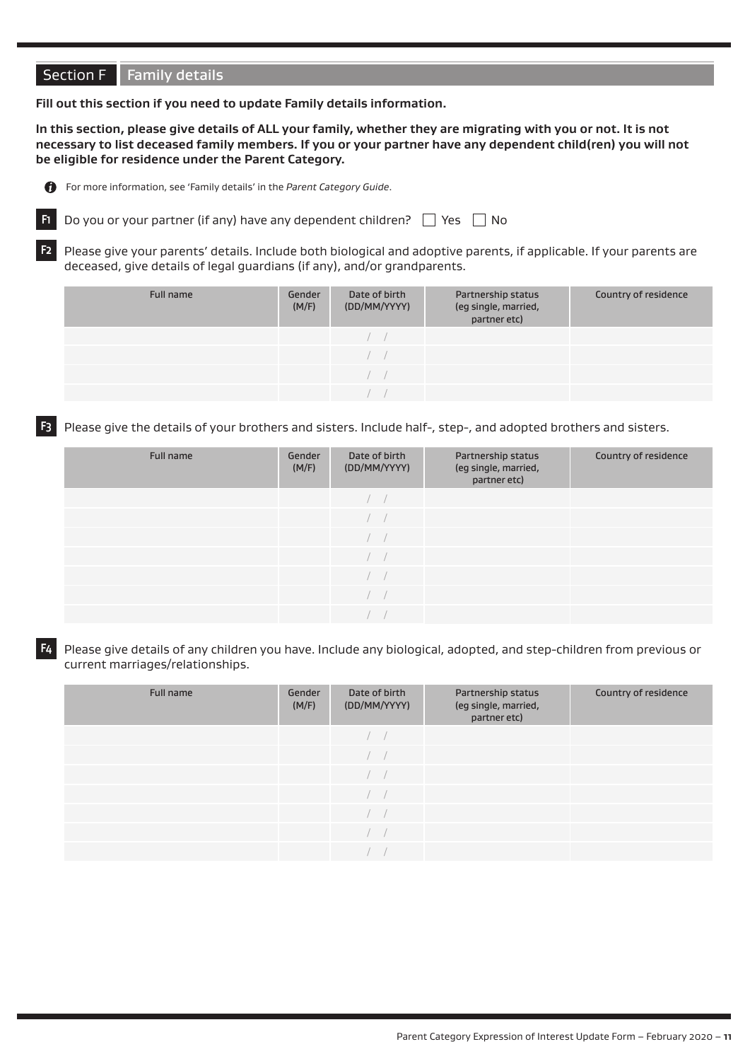## Section F Family details

**Fill out this section if you need to update Family details information.**

**In this section, please give details of ALL your family, whether they are migrating with you or not. It is not necessary to list deceased family members. If you or your partner have any dependent child(ren) you will not be eligible for residence under the Parent Category.**

For more information, see 'Family details' in the *Parent Category Guide*.

**F1** Do you or your partner (if any) have any dependent children? ☐ Yes ☐ No

**F2** Please give your parents' details. Include both biological and adoptive parents, if applicable. If your parents are deceased, give details of legal guardians (if any), and/or grandparents.

| Full name | Gender (M/F) | Date of birth (DD/MM/YYYY) | Partnership status (eg single, married, partner etc) | Country of residence |
|---|---|---|---|---|
| | | / / | | |
| | | / / | | |
| | | / / | | |
| | | / / | | |

**F3** Please give the details of your brothers and sisters. Include half-, step-, and adopted brothers and sisters.

| Full name | Gender (M/F) | Date of birth (DD/MM/YYYY) | Partnership status (eg single, married, partner etc) | Country of residence |
|---|---|---|---|---|
| | | / / | | |
| | | / / | | |
| | | / / | | |
| | | / / | | |
| | | / / | | |
| | | / / | | |
| | | / / | | |

**F4** Please give details of any children you have. Include any biological, adopted, and step-children from previous or current marriages/relationships.

| Full name | Gender (M/F) | Date of birth (DD/MM/YYYY) | Partnership status (eg single, married, partner etc) | Country of residence |
|---|---|---|---|---|
| | | / / | | |
| | | / / | | |
| | | / / | | |
| | | / / | | |
| | | / / | | |
| | | / / | | |
| | | / / | | |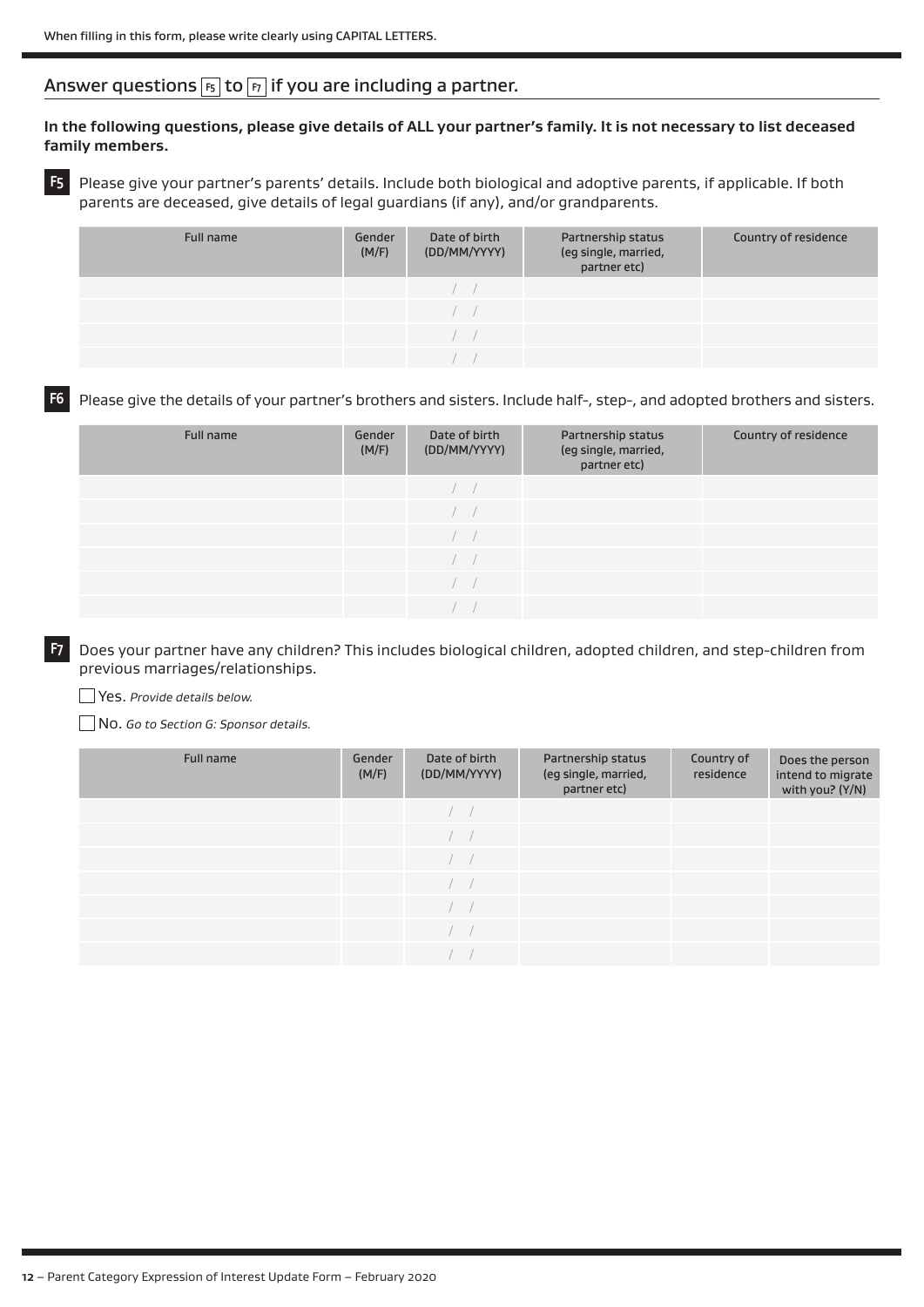When filling in this form, please write clearly using CAPITAL LETTERS.

## Answer questions F5 to F7 if you are including a partner.

**In the following questions, please give details of ALL your partner's family. It is not necessary to list deceased family members.**

**F5** Please give your partner's parents' details. Include both biological and adoptive parents, if applicable. If both parents are deceased, give details of legal guardians (if any), and/or grandparents.

| Full name | Gender (M/F) | Date of birth (DD/MM/YYYY) | Partnership status (eg single, married, partner etc) | Country of residence |
|---|---|---|---|---|
| | | / / | | |
| | | / / | | |
| | | / / | | |
| | | / / | | |

**F6** Please give the details of your partner's brothers and sisters. Include half-, step-, and adopted brothers and sisters.

| Full name | Gender (M/F) | Date of birth (DD/MM/YYYY) | Partnership status (eg single, married, partner etc) | Country of residence |
|---|---|---|---|---|
| | | / / | | |
| | | / / | | |
| | | / / | | |
| | | / / | | |
| | | / / | | |
| | | / / | | |

**F7** Does your partner have any children? This includes biological children, adopted children, and step-children from previous marriages/relationships.

☐ Yes. *Provide details below.*

☐ No. *Go to Section G: Sponsor details.*

| Full name | Gender (M/F) | Date of birth (DD/MM/YYYY) | Partnership status (eg single, married, partner etc) | Country of residence | Does the person intend to migrate with you? (Y/N) |
|---|---|---|---|---|---|
| | | / / | | | |
| | | / / | | | |
| | | / / | | | |
| | | / / | | | |
| | | / / | | | |
| | | / / | | | |
| | | / / | | | |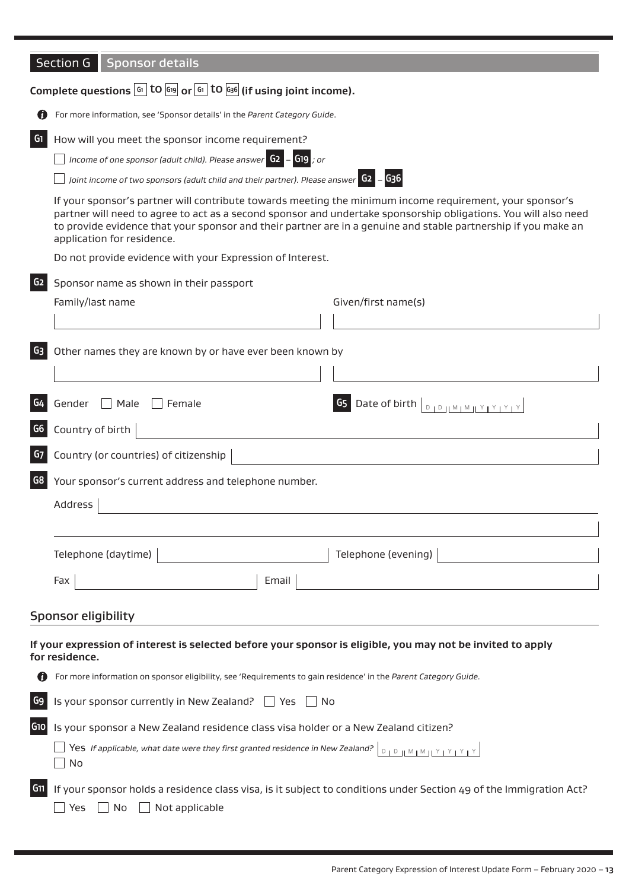## Section G Sponsor details

**Complete questions G1 to G19 or G1 to G36 (if using joint income).**

For more information, see 'Sponsor details' in the *Parent Category Guide*.

**G1** How will you meet the sponsor income requirement?

☐ *Income of one sponsor (adult child). Please answer* **G2** – **G19** *; or*

☐ *Joint income of two sponsors (adult child and their partner). Please answer* **G2** – **G36**

If your sponsor's partner will contribute towards meeting the minimum income requirement, your sponsor's partner will need to agree to act as a second sponsor and undertake sponsorship obligations. You will also need to provide evidence that your sponsor and their partner are in a genuine and stable partnership if you make an application for residence.

Do not provide evidence with your Expression of Interest.

**G2** Sponsor name as shown in their passport

Family/last name ______________________ Given/first name(s) ______________________

**G3** Other names they are known by or have ever been known by

______________________ ______________________

**G4** Gender ☐ Male ☐ Female

**G5** Date of birth D D M M Y Y Y Y

**G6** Country of birth ______________________

**G7** Country (or countries) of citizenship ______________________

**G8** Your sponsor's current address and telephone number.

Address ______________________

Telephone (daytime) ______________________ Telephone (evening) ______________________

Fax ______________________ Email ______________________

### Sponsor eligibility

**If your expression of interest is selected before your sponsor is eligible, you may not be invited to apply for residence.**

For more information on sponsor eligibility, see 'Requirements to gain residence' in the *Parent Category Guide*.

**G9** Is your sponsor currently in New Zealand? ☐ Yes ☐ No

**G10** Is your sponsor a New Zealand residence class visa holder or a New Zealand citizen?

☐ Yes *If applicable, what date were they first granted residence in New Zealand?* D D M M Y Y Y Y

☐ No

**G11** If your sponsor holds a residence class visa, is it subject to conditions under Section 49 of the Immigration Act?

☐ Yes ☐ No ☐ Not applicable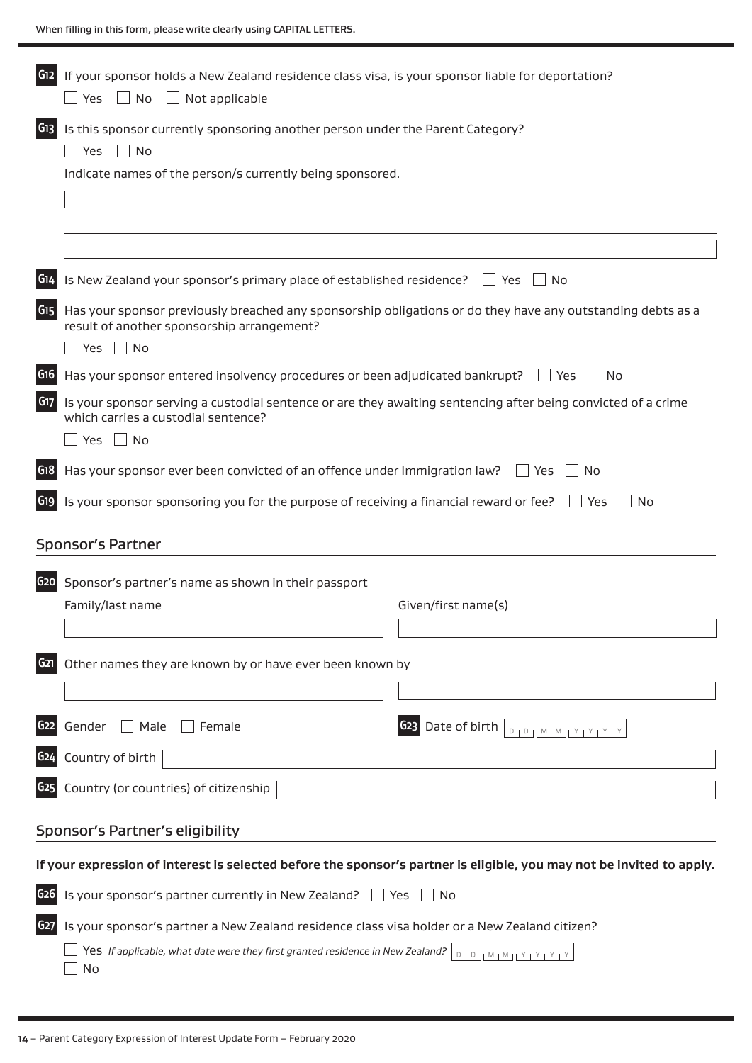When filling in this form, please write clearly using CAPITAL LETTERS.

**G12** If your sponsor holds a New Zealand residence class visa, is your sponsor liable for deportation?

☐ Yes ☐ No ☐ Not applicable

**G13** Is this sponsor currently sponsoring another person under the Parent Category?

☐ Yes ☐ No

Indicate names of the person/s currently being sponsored.

**G14** Is New Zealand your sponsor's primary place of established residence? ☐ Yes ☐ No

**G15** Has your sponsor previously breached any sponsorship obligations or do they have any outstanding debts as a result of another sponsorship arrangement?

☐ Yes ☐ No

**G16** Has your sponsor entered insolvency procedures or been adjudicated bankrupt? ☐ Yes ☐ No

**G17** Is your sponsor serving a custodial sentence or are they awaiting sentencing after being convicted of a crime which carries a custodial sentence?

☐ Yes ☐ No

**G18** Has your sponsor ever been convicted of an offence under Immigration law? ☐ Yes ☐ No

**G19** Is your sponsor sponsoring you for the purpose of receiving a financial reward or fee? ☐ Yes ☐ No

## Sponsor's Partner

**G20** Sponsor's partner's name as shown in their passport

Family/last name

Given/first name(s)

**G21** Other names they are known by or have ever been known by

**G22** Gender ☐ Male ☐ Female

**G23** Date of birth D D M M Y Y Y Y

**G24** Country of birth

**G25** Country (or countries) of citizenship

## Sponsor's Partner's eligibility

**If your expression of interest is selected before the sponsor's partner is eligible, you may not be invited to apply.**

**G26** Is your sponsor's partner currently in New Zealand? ☐ Yes ☐ No

**G27** Is your sponsor's partner a New Zealand residence class visa holder or a New Zealand citizen?

☐ Yes *If applicable, what date were they first granted residence in New Zealand?* D D M M Y Y Y Y

☐ No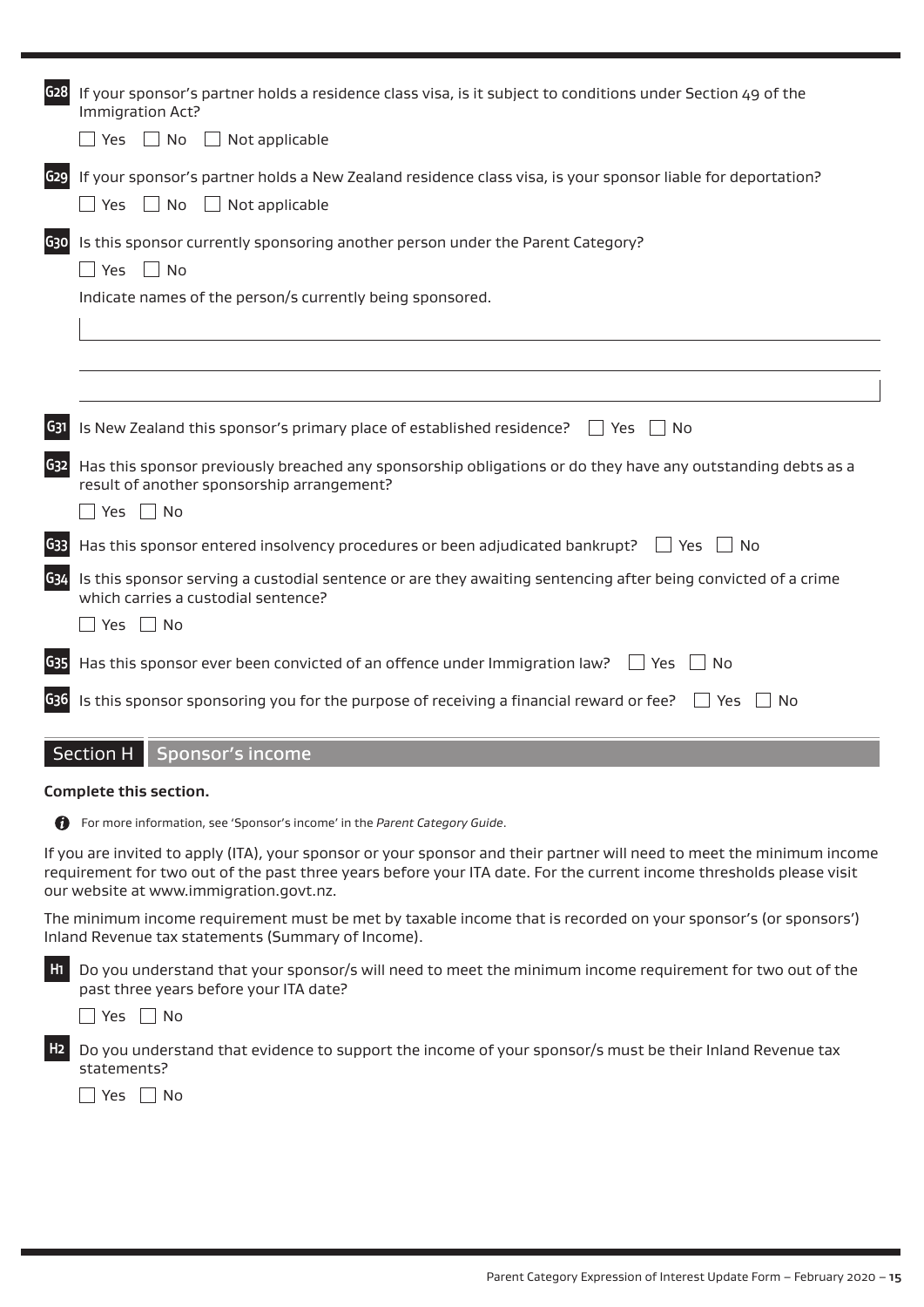**G28** If your sponsor's partner holds a residence class visa, is it subject to conditions under Section 49 of the Immigration Act?

☐ Yes ☐ No ☐ Not applicable

**G29** If your sponsor's partner holds a New Zealand residence class visa, is your sponsor liable for deportation?

☐ Yes ☐ No ☐ Not applicable

**G30** Is this sponsor currently sponsoring another person under the Parent Category?

☐ Yes ☐ No

Indicate names of the person/s currently being sponsored.

______________________________________________

______________________________________________

**G31** Is New Zealand this sponsor's primary place of established residence? ☐ Yes ☐ No

**G32** Has this sponsor previously breached any sponsorship obligations or do they have any outstanding debts as a result of another sponsorship arrangement?

☐ Yes ☐ No

**G33** Has this sponsor entered insolvency procedures or been adjudicated bankrupt? ☐ Yes ☐ No

**G34** Is this sponsor serving a custodial sentence or are they awaiting sentencing after being convicted of a crime which carries a custodial sentence?

☐ Yes ☐ No

**G35** Has this sponsor ever been convicted of an offence under Immigration law? ☐ Yes ☐ No

**G36** Is this sponsor sponsoring you for the purpose of receiving a financial reward or fee? ☐ Yes ☐ No

## Section H Sponsor's income

**Complete this section.**

For more information, see 'Sponsor's income' in the *Parent Category Guide*.

If you are invited to apply (ITA), your sponsor or your sponsor and their partner will need to meet the minimum income requirement for two out of the past three years before your ITA date. For the current income thresholds please visit our website at www.immigration.govt.nz.

The minimum income requirement must be met by taxable income that is recorded on your sponsor's (or sponsors') Inland Revenue tax statements (Summary of Income).

**H1** Do you understand that your sponsor/s will need to meet the minimum income requirement for two out of the past three years before your ITA date?

☐ Yes ☐ No

**H2** Do you understand that evidence to support the income of your sponsor/s must be their Inland Revenue tax statements?

☐ Yes ☐ No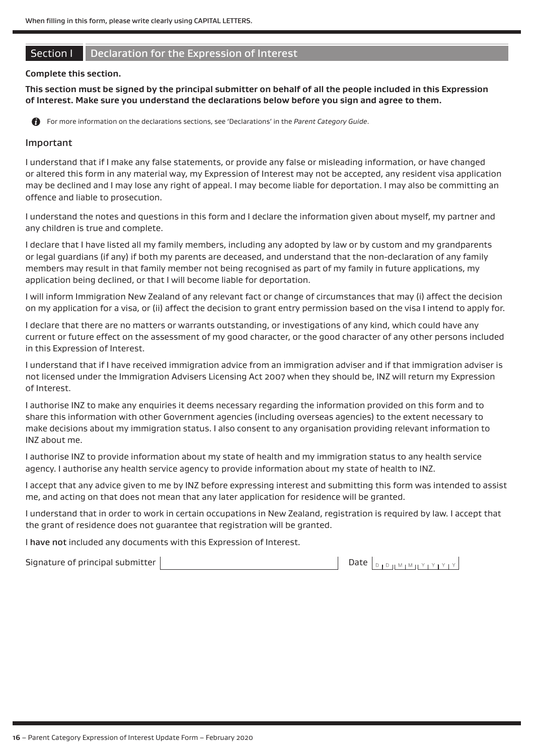When filling in this form, please write clearly using CAPITAL LETTERS.

## Section I Declaration for the Expression of Interest

**Complete this section.**

**This section must be signed by the principal submitter on behalf of all the people included in this Expression of Interest. Make sure you understand the declarations below before you sign and agree to them.**

For more information on the declarations sections, see 'Declarations' in the *Parent Category Guide*.

### Important

I understand that if I make any false statements, or provide any false or misleading information, or have changed or altered this form in any material way, my Expression of Interest may not be accepted, any resident visa application may be declined and I may lose any right of appeal. I may become liable for deportation. I may also be committing an offence and liable to prosecution.

I understand the notes and questions in this form and I declare the information given about myself, my partner and any children is true and complete.

I declare that I have listed all my family members, including any adopted by law or by custom and my grandparents or legal guardians (if any) if both my parents are deceased, and understand that the non-declaration of any family members may result in that family member not being recognised as part of my family in future applications, my application being declined, or that I will become liable for deportation.

I will inform Immigration New Zealand of any relevant fact or change of circumstances that may (i) affect the decision on my application for a visa, or (ii) affect the decision to grant entry permission based on the visa I intend to apply for.

I declare that there are no matters or warrants outstanding, or investigations of any kind, which could have any current or future effect on the assessment of my good character, or the good character of any other persons included in this Expression of Interest.

I understand that if I have received immigration advice from an immigration adviser and if that immigration adviser is not licensed under the Immigration Advisers Licensing Act 2007 when they should be, INZ will return my Expression of Interest.

I authorise INZ to make any enquiries it deems necessary regarding the information provided on this form and to share this information with other Government agencies (including overseas agencies) to the extent necessary to make decisions about my immigration status. I also consent to any organisation providing relevant information to INZ about me.

I authorise INZ to provide information about my state of health and my immigration status to any health service agency. I authorise any health service agency to provide information about my state of health to INZ.

I accept that any advice given to me by INZ before expressing interest and submitting this form was intended to assist me, and acting on that does not mean that any later application for residence will be granted.

I understand that in order to work in certain occupations in New Zealand, registration is required by law. I accept that the grant of residence does not guarantee that registration will be granted.

I have not included any documents with this Expression of Interest.

Signature of principal submitter ____________________ Date D D M M Y Y Y Y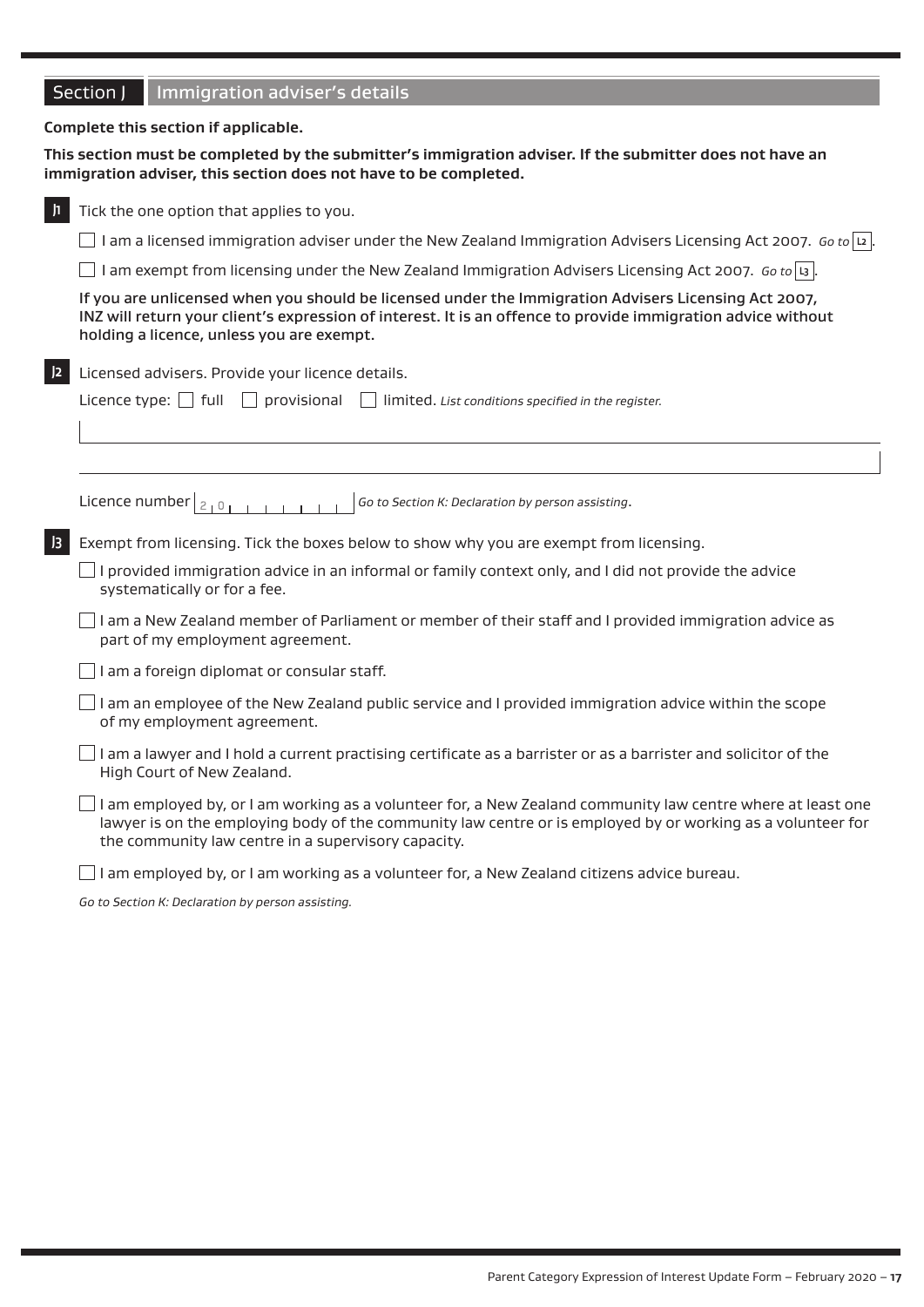## Section J Immigration adviser's details

**Complete this section if applicable.**

**This section must be completed by the submitter's immigration adviser. If the submitter does not have an immigration adviser, this section does not have to be completed.**

**J1** Tick the one option that applies to you.

- ☐ I am a licensed immigration adviser under the New Zealand Immigration Advisers Licensing Act 2007. *Go to* L2.
- ☐ I am exempt from licensing under the New Zealand Immigration Advisers Licensing Act 2007. *Go to* L3.

**If you are unlicensed when you should be licensed under the Immigration Advisers Licensing Act 2007, INZ will return your client's expression of interest. It is an offence to provide immigration advice without holding a licence, unless you are exempt.**

**J2** Licensed advisers. Provide your licence details.

Licence type: ☐ full ☐ provisional ☐ limited. *List conditions specified in the register.*

Licence number 2 0 _ _ _ _ _ _ _ _ *Go to Section K: Declaration by person assisting.*

**J3** Exempt from licensing. Tick the boxes below to show why you are exempt from licensing.

- ☐ I provided immigration advice in an informal or family context only, and I did not provide the advice systematically or for a fee.
- ☐ I am a New Zealand member of Parliament or member of their staff and I provided immigration advice as part of my employment agreement.
- ☐ I am a foreign diplomat or consular staff.
- ☐ I am an employee of the New Zealand public service and I provided immigration advice within the scope of my employment agreement.
- ☐ I am a lawyer and I hold a current practising certificate as a barrister or as a barrister and solicitor of the High Court of New Zealand.
- ☐ I am employed by, or I am working as a volunteer for, a New Zealand community law centre where at least one lawyer is on the employing body of the community law centre or is employed by or working as a volunteer for the community law centre in a supervisory capacity.
- ☐ I am employed by, or I am working as a volunteer for, a New Zealand citizens advice bureau.

*Go to Section K: Declaration by person assisting.*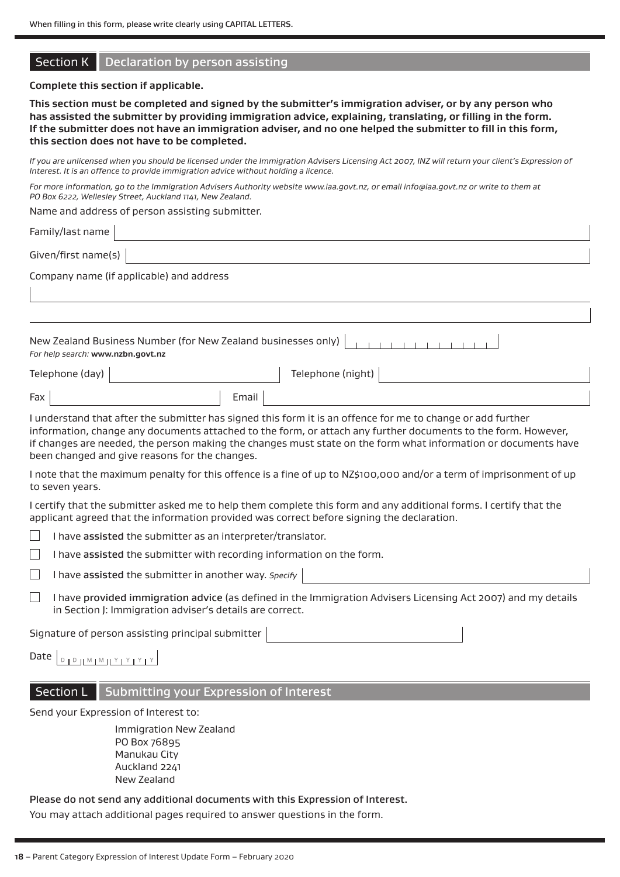When filling in this form, please write clearly using CAPITAL LETTERS.

## Section K Declaration by person assisting

**Complete this section if applicable.**

**This section must be completed and signed by the submitter's immigration adviser, or by any person who has assisted the submitter by providing immigration advice, explaining, translating, or filling in the form. If the submitter does not have an immigration adviser, and no one helped the submitter to fill in this form, this section does not have to be completed.**

*If you are unlicensed when you should be licensed under the Immigration Advisers Licensing Act 2007, INZ will return your client's Expression of Interest. It is an offence to provide immigration advice without holding a licence.*

*For more information, go to the Immigration Advisers Authority website www.iaa.govt.nz, or email info@iaa.govt.nz or write to them at PO Box 6222, Wellesley Street, Auckland 1141, New Zealand.*

Name and address of person assisting submitter.

Family/last name

Given/first name(s)

Company name (if applicable) and address

New Zealand Business Number (for New Zealand businesses only)
*For help search:* **www.nzbn.govt.nz**

Telephone (day) Telephone (night)

Fax Email

I understand that after the submitter has signed this form it is an offence for me to change or add further information, change any documents attached to the form, or attach any further documents to the form. However, if changes are needed, the person making the changes must state on the form what information or documents have been changed and give reasons for the changes.

I note that the maximum penalty for this offence is a fine of up to NZ$100,000 and/or a term of imprisonment of up to seven years.

I certify that the submitter asked me to help them complete this form and any additional forms. I certify that the applicant agreed that the information provided was correct before signing the declaration.

- ☐ I have **assisted** the submitter as an interpreter/translator.
- ☐ I have **assisted** the submitter with recording information on the form.
- ☐ I have **assisted** the submitter in another way. *Specify*
- ☐ I have **provided immigration advice** (as defined in the Immigration Advisers Licensing Act 2007) and my details in Section J: Immigration adviser's details are correct.

Signature of person assisting principal submitter

Date D D M M Y Y Y Y

## Section L Submitting your Expression of Interest

Send your Expression of Interest to:

Immigration New Zealand
PO Box 76895
Manukau City
Auckland 2241
New Zealand

**Please do not send any additional documents with this Expression of Interest.**

You may attach additional pages required to answer questions in the form.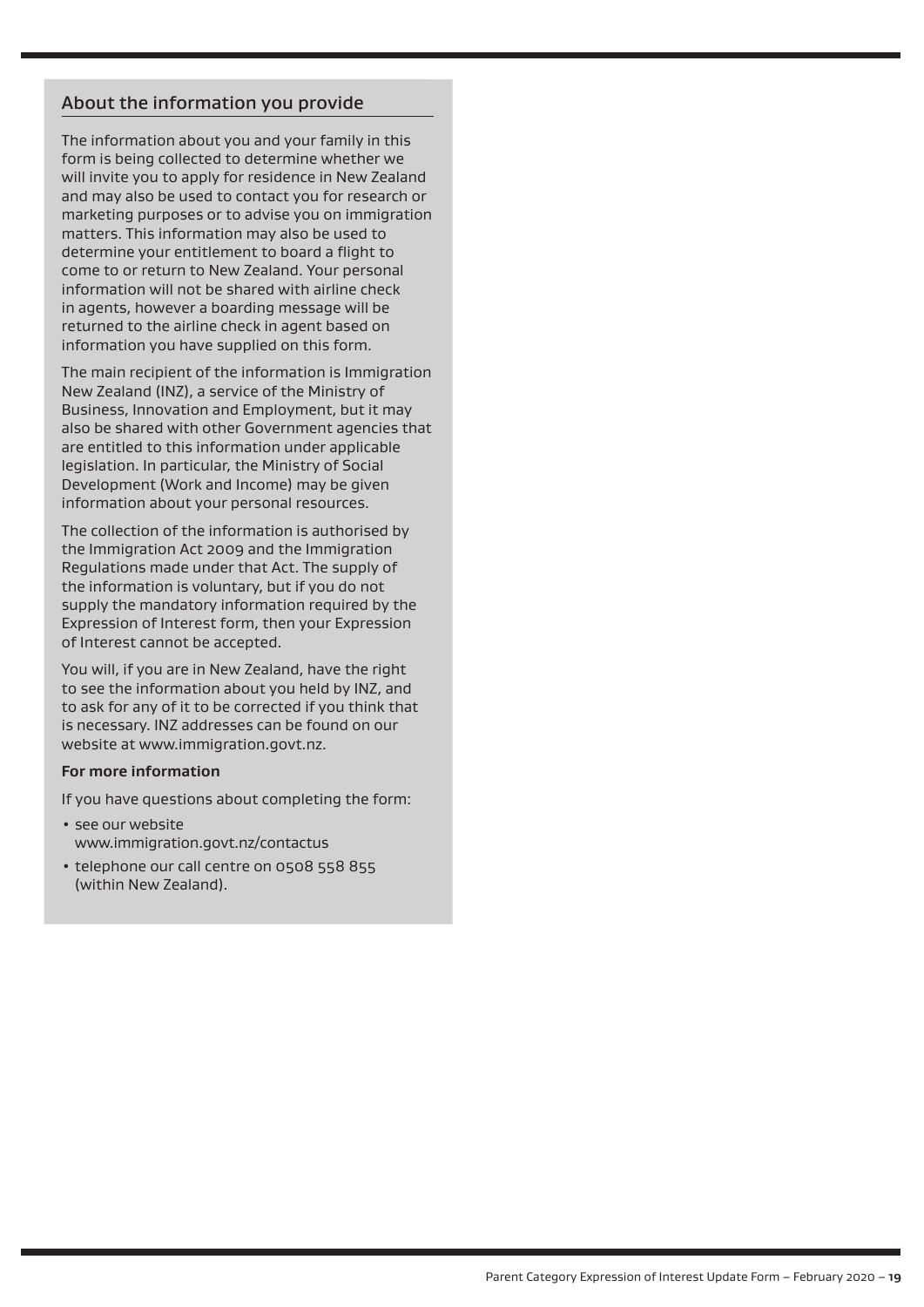## About the information you provide

The information about you and your family in this form is being collected to determine whether we will invite you to apply for residence in New Zealand and may also be used to contact you for research or marketing purposes or to advise you on immigration matters. This information may also be used to determine your entitlement to board a flight to come to or return to New Zealand. Your personal information will not be shared with airline check in agents, however a boarding message will be returned to the airline check in agent based on information you have supplied on this form.

The main recipient of the information is Immigration New Zealand (INZ), a service of the Ministry of Business, Innovation and Employment, but it may also be shared with other Government agencies that are entitled to this information under applicable legislation. In particular, the Ministry of Social Development (Work and Income) may be given information about your personal resources.

The collection of the information is authorised by the Immigration Act 2009 and the Immigration Regulations made under that Act. The supply of the information is voluntary, but if you do not supply the mandatory information required by the Expression of Interest form, then your Expression of Interest cannot be accepted.

You will, if you are in New Zealand, have the right to see the information about you held by INZ, and to ask for any of it to be corrected if you think that is necessary. INZ addresses can be found on our website at www.immigration.govt.nz.

**For more information**

If you have questions about completing the form:

- see our website www.immigration.govt.nz/contactus
- telephone our call centre on 0508 558 855 (within New Zealand).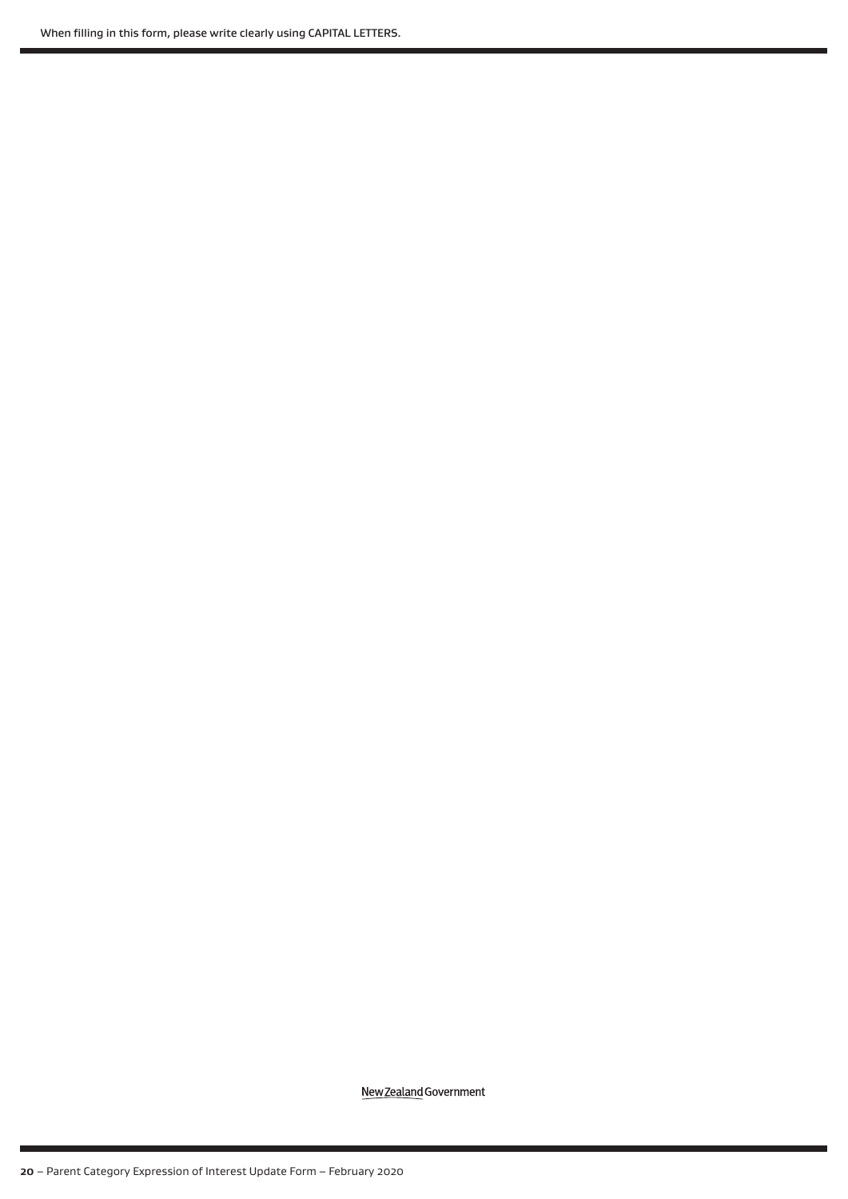When filling in this form, please write clearly using CAPITAL LETTERS.

New Zealand Government